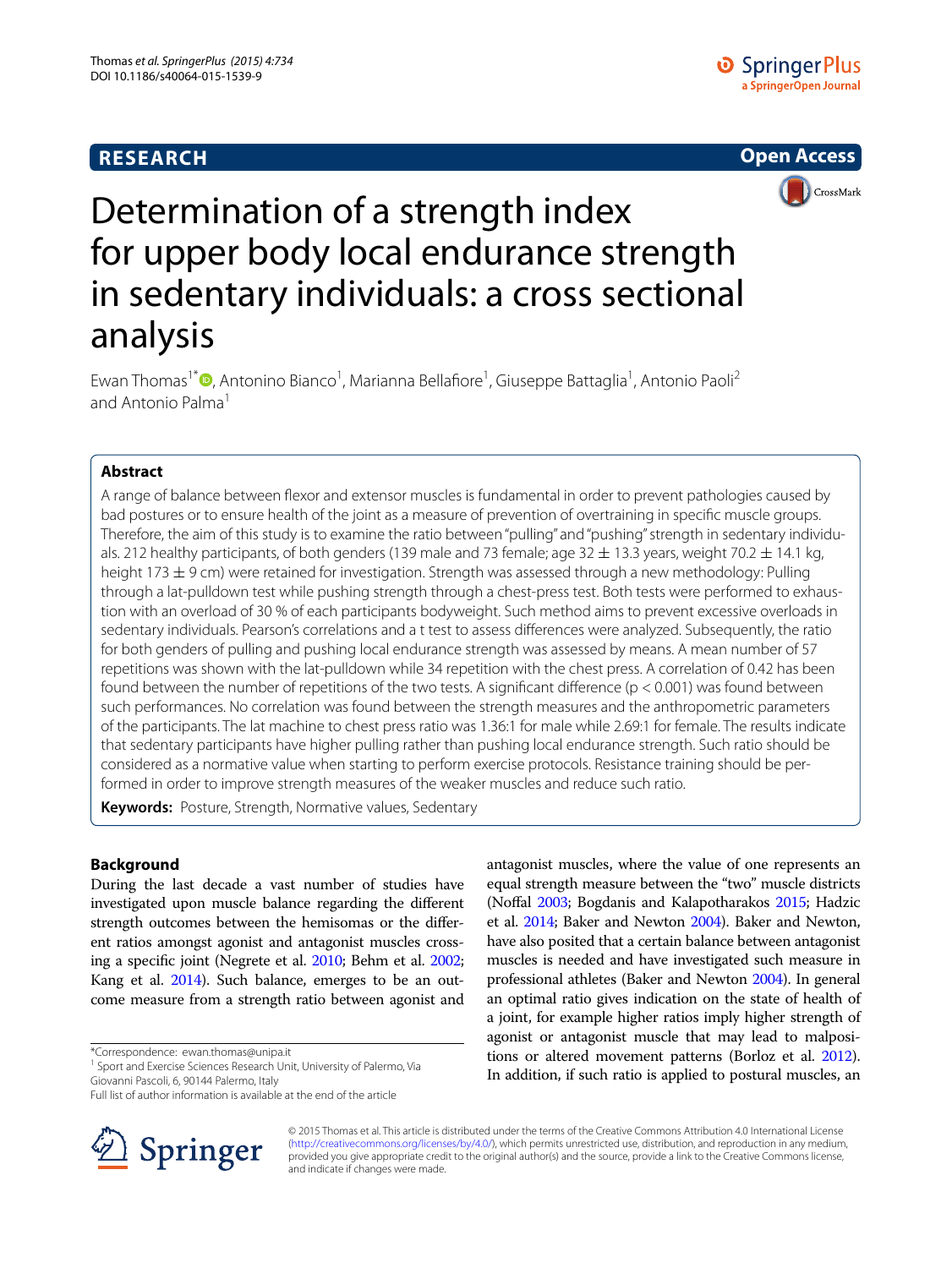RESEARCH

Open Access

# Determination of a strength index for upper body local endurance strength in sedentary individuals: a cross sectional analysis

Ewan Thomas[1*], Antonino Bianco[1], Marianna Bellafiore[1], Giuseppe Battaglia[1], Antonio Paoli[2] and Antonio Palma[1]

## Abstract

A range of balance between flexor and extensor muscles is fundamental in order to prevent pathologies caused by bad postures or to ensure health of the joint as a measure of prevention of overtraining in specific muscle groups. Therefore, the aim of this study is to examine the ratio between "pulling" and "pushing" strength in sedentary individuals. 212 healthy participants, of both genders (139 male and 73 female; age 32 ± 13.3 years, weight 70.2 ± 14.1 kg, height 173 ± 9 cm) were retained for investigation. Strength was assessed through a new methodology: Pulling through a lat-pulldown test while pushing strength through a chest-press test. Both tests were performed to exhaustion with an overload of 30 % of each participants bodyweight. Such method aims to prevent excessive overloads in sedentary individuals. Pearson's correlations and a t test to assess differences were analyzed. Subsequently, the ratio for both genders of pulling and pushing local endurance strength was assessed by means. A mean number of 57 repetitions was shown with the lat-pulldown while 34 repetition with the chest press. A correlation of 0.42 has been found between the number of repetitions of the two tests. A significant difference ($p < 0.001$) was found between such performances. No correlation was found between the strength measures and the anthropometric parameters of the participants. The lat machine to chest press ratio was 1.36:1 for male while 2.69:1 for female. The results indicate that sedentary participants have higher pulling rather than pushing local endurance strength. Such ratio should be considered as a normative value when starting to perform exercise protocols. Resistance training should be performed in order to improve strength measures of the weaker muscles and reduce such ratio.

**Keywords:** Posture, Strength, Normative values, Sedentary

## Background

During the last decade a vast number of studies have investigated upon muscle balance regarding the different strength outcomes between the hemisomas or the different ratios amongst agonist and antagonist muscles crossing a specific joint (Negrete et al. 2010; Behm et al. 2002; Kang et al. 2014). Such balance, emerges to be an outcome measure from a strength ratio between agonist and antagonist muscles, where the value of one represents an equal strength measure between the "two" muscle districts (Noffal 2003; Bogdanis and Kalapotharakos 2015; Hadzic et al. 2014; Baker and Newton 2004). Baker and Newton, have also posited that a certain balance between antagonist muscles is needed and have investigated such measure in professional athletes (Baker and Newton 2004). In general an optimal ratio gives indication on the state of health of a joint, for example higher ratios imply higher strength of agonist or antagonist muscle that may lead to malpositions or altered movement patterns (Borloz et al. 2012). In addition, if such ratio is applied to postural muscles, an

*Correspondence: ewan.thomas@unipa.it
[1] Sport and Exercise Sciences Research Unit, University of Palermo, Via Giovanni Pascoli, 6, 90144 Palermo, Italy
Full list of author information is available at the end of the article

© 2015 Thomas et al. This article is distributed under the terms of the Creative Commons Attribution 4.0 International License (http://creativecommons.org/licenses/by/4.0/), which permits unrestricted use, distribution, and reproduction in any medium, provided you give appropriate credit to the original author(s) and the source, provide a link to the Creative Commons license, and indicate if changes were made.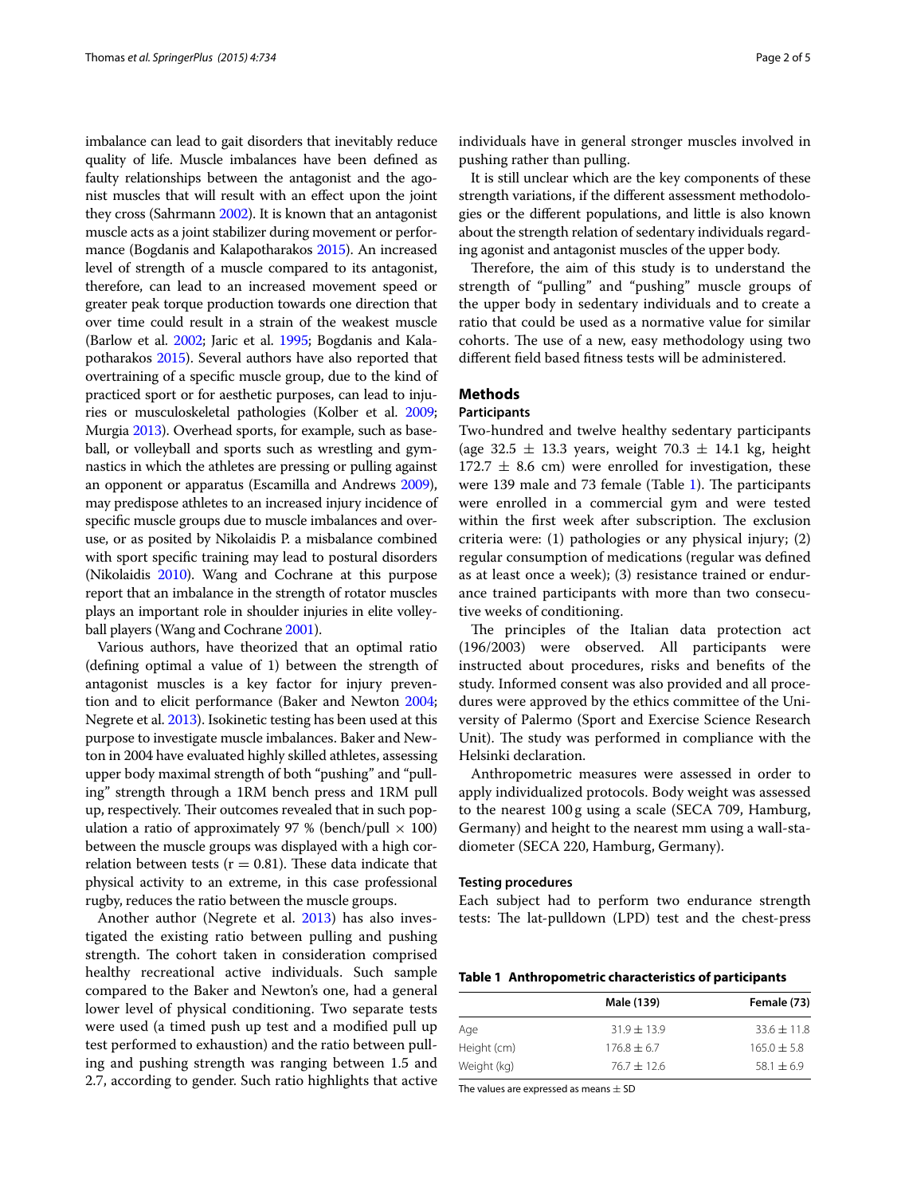imbalance can lead to gait disorders that inevitably reduce quality of life. Muscle imbalances have been defined as faulty relationships between the antagonist and the agonist muscles that will result with an effect upon the joint they cross (Sahrmann 2002). It is known that an antagonist muscle acts as a joint stabilizer during movement or performance (Bogdanis and Kalapotharakos 2015). An increased level of strength of a muscle compared to its antagonist, therefore, can lead to an increased movement speed or greater peak torque production towards one direction that over time could result in a strain of the weakest muscle (Barlow et al. 2002; Jaric et al. 1995; Bogdanis and Kalapotharakos 2015). Several authors have also reported that overtraining of a specific muscle group, due to the kind of practiced sport or for aesthetic purposes, can lead to injuries or musculoskeletal pathologies (Kolber et al. 2009; Murgia 2013). Overhead sports, for example, such as baseball, or volleyball and sports such as wrestling and gymnastics in which the athletes are pressing or pulling against an opponent or apparatus (Escamilla and Andrews 2009), may predispose athletes to an increased injury incidence of specific muscle groups due to muscle imbalances and overuse, or as posited by Nikolaidis P. a misbalance combined with sport specific training may lead to postural disorders (Nikolaidis 2010). Wang and Cochrane at this purpose report that an imbalance in the strength of rotator muscles plays an important role in shoulder injuries in elite volleyball players (Wang and Cochrane 2001).

Various authors, have theorized that an optimal ratio (defining optimal a value of 1) between the strength of antagonist muscles is a key factor for injury prevention and to elicit performance (Baker and Newton 2004; Negrete et al. 2013). Isokinetic testing has been used at this purpose to investigate muscle imbalances. Baker and Newton in 2004 have evaluated highly skilled athletes, assessing upper body maximal strength of both "pushing" and "pulling" strength through a 1RM bench press and 1RM pull up, respectively. Their outcomes revealed that in such population a ratio of approximately 97 % (bench/pull × 100) between the muscle groups was displayed with a high correlation between tests ($r = 0.81$). These data indicate that physical activity to an extreme, in this case professional rugby, reduces the ratio between the muscle groups.

Another author (Negrete et al. 2013) has also investigated the existing ratio between pulling and pushing strength. The cohort taken in consideration comprised healthy recreational active individuals. Such sample compared to the Baker and Newton's one, had a general lower level of physical conditioning. Two separate tests were used (a timed push up test and a modified pull up test performed to exhaustion) and the ratio between pulling and pushing strength was ranging between 1.5 and 2.7, according to gender. Such ratio highlights that active individuals have in general stronger muscles involved in pushing rather than pulling.

It is still unclear which are the key components of these strength variations, if the different assessment methodologies or the different populations, and little is also known about the strength relation of sedentary individuals regarding agonist and antagonist muscles of the upper body.

Therefore, the aim of this study is to understand the strength of "pulling" and "pushing" muscle groups of the upper body in sedentary individuals and to create a ratio that could be used as a normative value for similar cohorts. The use of a new, easy methodology using two different field based fitness tests will be administered.

## Methods

### Participants

Two-hundred and twelve healthy sedentary participants (age 32.5 ± 13.3 years, weight 70.3 ± 14.1 kg, height 172.7 ± 8.6 cm) were enrolled for investigation, these were 139 male and 73 female (Table 1). The participants were enrolled in a commercial gym and were tested within the first week after subscription. The exclusion criteria were: (1) pathologies or any physical injury; (2) regular consumption of medications (regular was defined as at least once a week); (3) resistance trained or endurance trained participants with more than two consecutive weeks of conditioning.

The principles of the Italian data protection act (196/2003) were observed. All participants were instructed about procedures, risks and benefits of the study. Informed consent was also provided and all procedures were approved by the ethics committee of the University of Palermo (Sport and Exercise Science Research Unit). The study was performed in compliance with the Helsinki declaration.

Anthropometric measures were assessed in order to apply individualized protocols. Body weight was assessed to the nearest 100 g using a scale (SECA 709, Hamburg, Germany) and height to the nearest mm using a wall-stadiometer (SECA 220, Hamburg, Germany).

### Testing procedures

Each subject had to perform two endurance strength tests: The lat-pulldown (LPD) test and the chest-press

**Table 1 Anthropometric characteristics of participants**

| | Male (139) | Female (73) |
|---|---|---|
| Age | 31.9 ± 13.9 | 33.6 ± 11.8 |
| Height (cm) | 176.8 ± 6.7 | 165.0 ± 5.8 |
| Weight (kg) | 76.7 ± 12.6 | 58.1 ± 6.9 |

The values are expressed as means ± SD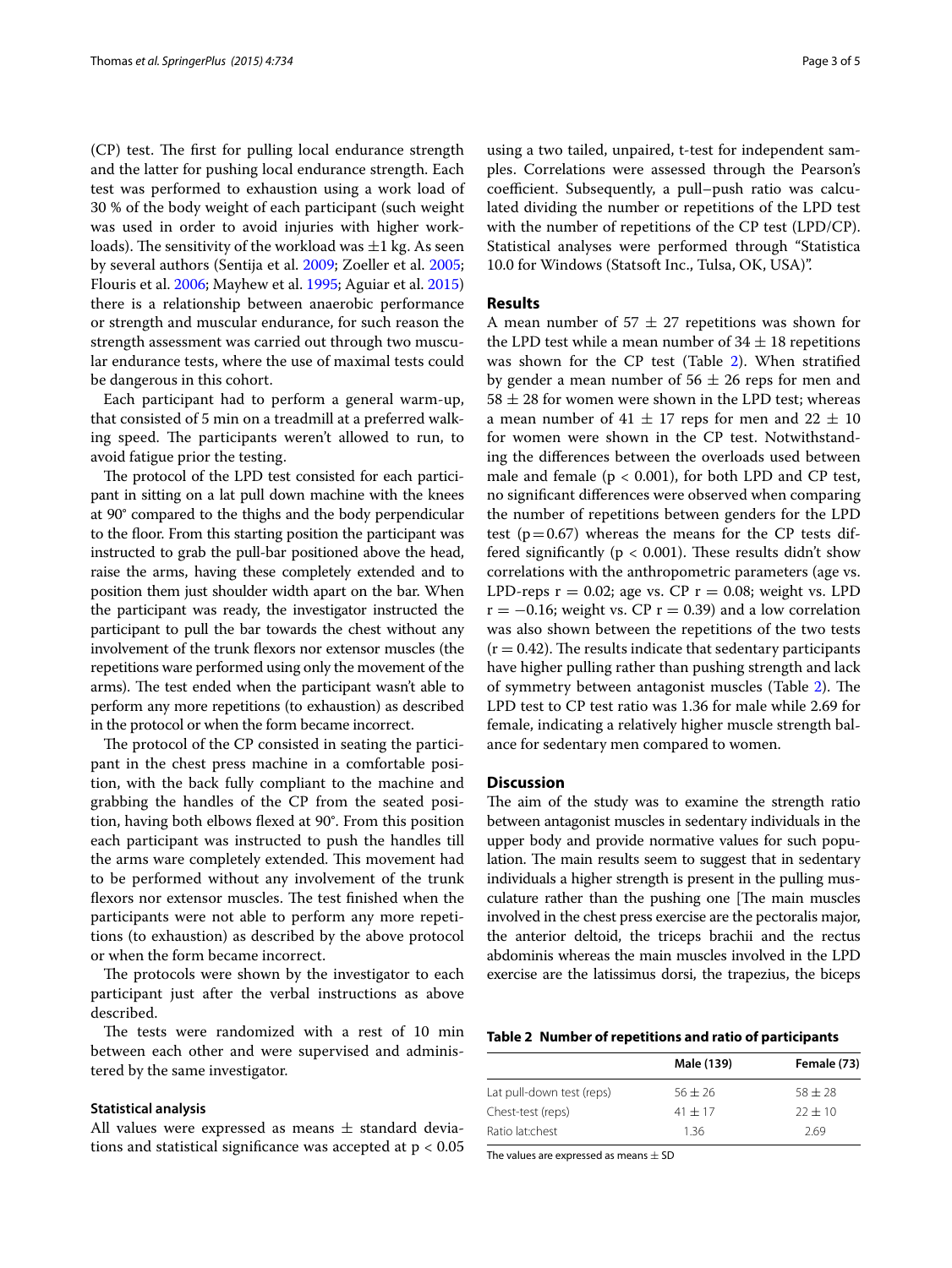(CP) test. The first for pulling local endurance strength and the latter for pushing local endurance strength. Each test was performed to exhaustion using a work load of 30 % of the body weight of each participant (such weight was used in order to avoid injuries with higher workloads). The sensitivity of the workload was ±1 kg. As seen by several authors (Sentija et al. 2009; Zoeller et al. 2005; Flouris et al. 2006; Mayhew et al. 1995; Aguiar et al. 2015) there is a relationship between anaerobic performance or strength and muscular endurance, for such reason the strength assessment was carried out through two muscular endurance tests, where the use of maximal tests could be dangerous in this cohort.

Each participant had to perform a general warm-up, that consisted of 5 min on a treadmill at a preferred walking speed. The participants weren't allowed to run, to avoid fatigue prior the testing.

The protocol of the LPD test consisted for each participant in sitting on a lat pull down machine with the knees at 90° compared to the thighs and the body perpendicular to the floor. From this starting position the participant was instructed to grab the pull-bar positioned above the head, raise the arms, having these completely extended and to position them just shoulder width apart on the bar. When the participant was ready, the investigator instructed the participant to pull the bar towards the chest without any involvement of the trunk flexors nor extensor muscles (the repetitions ware performed using only the movement of the arms). The test ended when the participant wasn't able to perform any more repetitions (to exhaustion) as described in the protocol or when the form became incorrect.

The protocol of the CP consisted in seating the participant in the chest press machine in a comfortable position, with the back fully compliant to the machine and grabbing the handles of the CP from the seated position, having both elbows flexed at 90°. From this position each participant was instructed to push the handles till the arms ware completely extended. This movement had to be performed without any involvement of the trunk flexors nor extensor muscles. The test finished when the participants were not able to perform any more repetitions (to exhaustion) as described by the above protocol or when the form became incorrect.

The protocols were shown by the investigator to each participant just after the verbal instructions as above described.

The tests were randomized with a rest of 10 min between each other and were supervised and administered by the same investigator.

### Statistical analysis

All values were expressed as means ± standard deviations and statistical significance was accepted at $p < 0.05$ using a two tailed, unpaired, t-test for independent samples. Correlations were assessed through the Pearson's coefficient. Subsequently, a pull–push ratio was calculated dividing the number or repetitions of the LPD test with the number of repetitions of the CP test (LPD/CP). Statistical analyses were performed through "Statistica 10.0 for Windows (Statsoft Inc., Tulsa, OK, USA)".

## Results

A mean number of 57 ± 27 repetitions was shown for the LPD test while a mean number of 34 ± 18 repetitions was shown for the CP test (Table 2). When stratified by gender a mean number of 56 ± 26 reps for men and 58 ± 28 for women were shown in the LPD test; whereas a mean number of 41 ± 17 reps for men and 22 ± 10 for women were shown in the CP test. Notwithstanding the differences between the overloads used between male and female ($p < 0.001$), for both LPD and CP test, no significant differences were observed when comparing the number of repetitions between genders for the LPD test ($p = 0.67$) whereas the means for the CP tests differed significantly ($p < 0.001$). These results didn't show correlations with the anthropometric parameters (age vs. LPD-reps $r = 0.02$; age vs. CP $r = 0.08$; weight vs. LPD $r = -0.16$; weight vs. CP $r = 0.39$) and a low correlation was also shown between the repetitions of the two tests ($r = 0.42$). The results indicate that sedentary participants have higher pulling rather than pushing strength and lack of symmetry between antagonist muscles (Table 2). The LPD test to CP test ratio was 1.36 for male while 2.69 for female, indicating a relatively higher muscle strength balance for sedentary men compared to women.

## Discussion

The aim of the study was to examine the strength ratio between antagonist muscles in sedentary individuals in the upper body and provide normative values for such population. The main results seem to suggest that in sedentary individuals a higher strength is present in the pulling musculature rather than the pushing one [The main muscles involved in the chest press exercise are the pectoralis major, the anterior deltoid, the triceps brachii and the rectus abdominis whereas the main muscles involved in the LPD exercise are the latissimus dorsi, the trapezius, the biceps

**Table 2 Number of repetitions and ratio of participants**

| | Male (139) | Female (73) |
|---|---|---|
| Lat pull-down test (reps) | 56 ± 26 | 58 ± 28 |
| Chest-test (reps) | 41 ± 17 | 22 ± 10 |
| Ratio lat:chest | 1.36 | 2.69 |

The values are expressed as means ± SD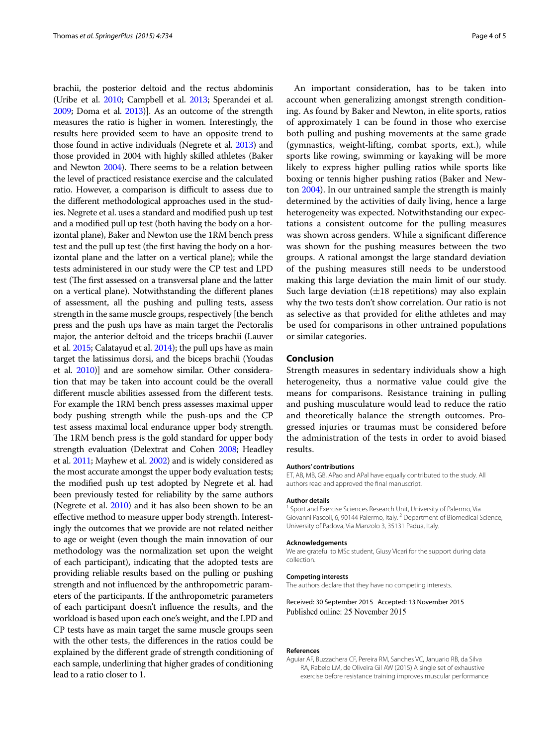brachii, the posterior deltoid and the rectus abdominis (Uribe et al. 2010; Campbell et al. 2013; Sperandei et al. 2009; Doma et al. 2013)]. As an outcome of the strength measures the ratio is higher in women. Interestingly, the results here provided seem to have an opposite trend to those found in active individuals (Negrete et al. 2013) and those provided in 2004 with highly skilled athletes (Baker and Newton 2004). There seems to be a relation between the level of practiced resistance exercise and the calculated ratio. However, a comparison is difficult to assess due to the different methodological approaches used in the studies. Negrete et al. uses a standard and modified push up test and a modified pull up test (both having the body on a horizontal plane), Baker and Newton use the 1RM bench press test and the pull up test (the first having the body on a horizontal plane and the latter on a vertical plane); while the tests administered in our study were the CP test and LPD test (The first assessed on a transversal plane and the latter on a vertical plane). Notwithstanding the different planes of assessment, all the pushing and pulling tests, assess strength in the same muscle groups, respectively [the bench press and the push ups have as main target the Pectoralis major, the anterior deltoid and the triceps brachii (Lauver et al. 2015; Calatayud et al. 2014); the pull ups have as main target the latissimus dorsi, and the biceps brachii (Youdas et al. 2010)] and are somehow similar. Other consideration that may be taken into account could be the overall different muscle abilities assessed from the different tests. For example the 1RM bench press assesses maximal upper body pushing strength while the push-ups and the CP test assess maximal local endurance upper body strength. The 1RM bench press is the gold standard for upper body strength evaluation (Delextrat and Cohen 2008; Headley et al. 2011; Mayhew et al. 2002) and is widely considered as the most accurate amongst the upper body evaluation tests; the modified push up test adopted by Negrete et al. had been previously tested for reliability by the same authors (Negrete et al. 2010) and it has also been shown to be an effective method to measure upper body strength. Interestingly the outcomes that we provide are not related neither to age or weight (even though the main innovation of our methodology was the normalization set upon the weight of each participant), indicating that the adopted tests are providing reliable results based on the pulling or pushing strength and not influenced by the anthropometric parameters of the participants. If the anthropometric parameters of each participant doesn't influence the results, and the workload is based upon each one's weight, and the LPD and CP tests have as main target the same muscle groups seen with the other tests, the differences in the ratios could be explained by the different grade of strength conditioning of each sample, underlining that higher grades of conditioning lead to a ratio closer to 1.

An important consideration, has to be taken into account when generalizing amongst strength conditioning. As found by Baker and Newton, in elite sports, ratios of approximately 1 can be found in those who exercise both pulling and pushing movements at the same grade (gymnastics, weight-lifting, combat sports, ext.), while sports like rowing, swimming or kayaking will be more likely to express higher pulling ratios while sports like boxing or tennis higher pushing ratios (Baker and Newton 2004). In our untrained sample the strength is mainly determined by the activities of daily living, hence a large heterogeneity was expected. Notwithstanding our expectations a consistent outcome for the pulling measures was shown across genders. While a significant difference was shown for the pushing measures between the two groups. A rational amongst the large standard deviation of the pushing measures still needs to be understood making this large deviation the main limit of our study. Such large deviation (±18 repetitions) may also explain why the two tests don't show correlation. Our ratio is not as selective as that provided for elithe athletes and may be used for comparisons in other untrained populations or similar categories.

## Conclusion

Strength measures in sedentary individuals show a high heterogeneity, thus a normative value could give the means for comparisons. Resistance training in pulling and pushing musculature would lead to reduce the ratio and theoretically balance the strength outcomes. Progressed injuries or traumas must be considered before the administration of the tests in order to avoid biased results.

**Authors' contributions**
ET, AB, MB, GB, APao and APal have equally contributed to the study. All authors read and approved the final manuscript.

**Author details**
[1] Sport and Exercise Sciences Research Unit, University of Palermo, Via Giovanni Pascoli, 6, 90144 Palermo, Italy. [2] Department of Biomedical Science, University of Padova, Via Manzolo 3, 35131 Padua, Italy.

**Acknowledgements**
We are grateful to MSc student, Giusy Vicari for the support during data collection.

**Competing interests**
The authors declare that they have no competing interests.

Received: 30 September 2015 Accepted: 13 November 2015
Published online: 25 November 2015

**References**

Aguiar AF, Buzzachera CF, Pereira RM, Sanches VC, Januario RB, da Silva RA, Rabelo LM, de Oliveira Gil AW (2015) A single set of exhaustive exercise before resistance training improves muscular performance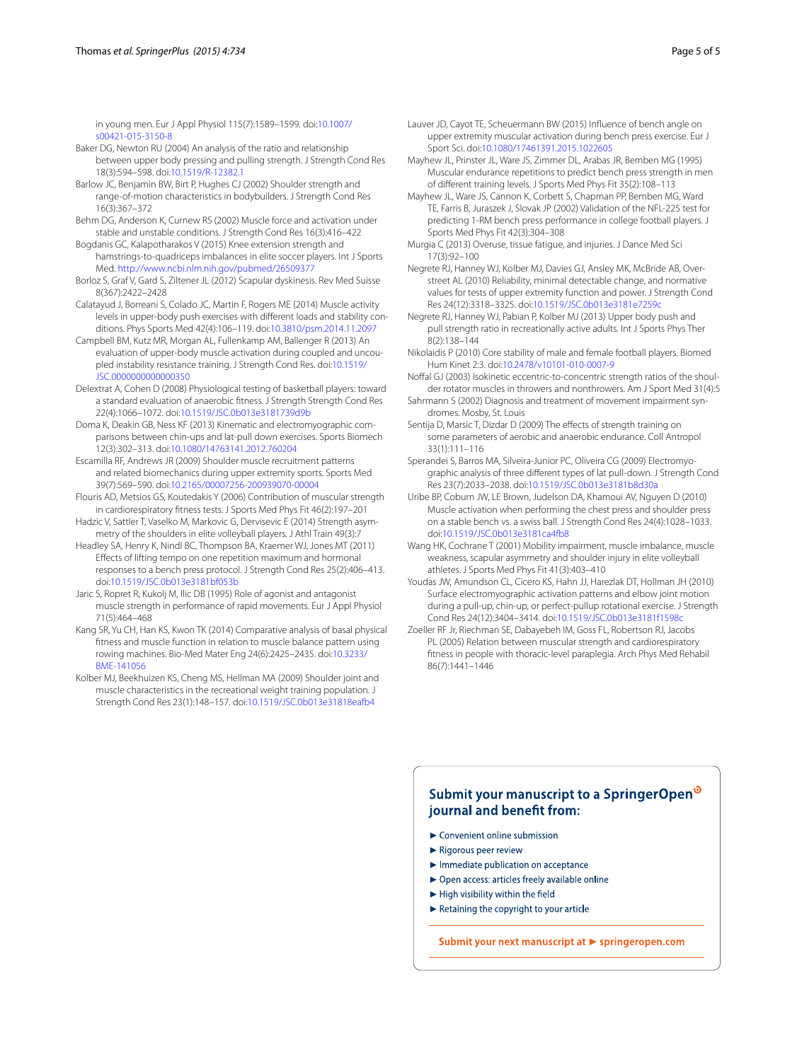in young men. Eur J Appl Physiol 115(7):1589–1599. doi:10.1007/s00421-015-3150-8

Baker DG, Newton RU (2004) An analysis of the ratio and relationship between upper body pressing and pulling strength. J Strength Cond Res 18(3):594–598. doi:10.1519/R-12382.1

Barlow JC, Benjamin BW, Birt P, Hughes CJ (2002) Shoulder strength and range-of-motion characteristics in bodybuilders. J Strength Cond Res 16(3):367–372

Behm DG, Anderson K, Curnew RS (2002) Muscle force and activation under stable and unstable conditions. J Strength Cond Res 16(3):416–422

Bogdanis GC, Kalapotharakos V (2015) Knee extension strength and hamstrings-to-quadriceps imbalances in elite soccer players. Int J Sports Med. http://www.ncbi.nlm.nih.gov/pubmed/26509377

Borloz S, Graf V, Gard S, Ziltener JL (2012) Scapular dyskinesis. Rev Med Suisse 8(367):2422–2428

Calatayud J, Borreani S, Colado JC, Martin F, Rogers ME (2014) Muscle activity levels in upper-body push exercises with different loads and stability conditions. Phys Sports Med 42(4):106–119. doi:10.3810/psm.2014.11.2097

Campbell BM, Kutz MR, Morgan AL, Fullenkamp AM, Ballenger R (2013) An evaluation of upper-body muscle activation during coupled and uncoupled instability resistance training. J Strength Cond Res. doi:10.1519/JSC.0000000000000350

Delextrat A, Cohen D (2008) Physiological testing of basketball players: toward a standard evaluation of anaerobic fitness. J Strength Cond Res 22(4):1066–1072. doi:10.1519/JSC.0b013e3181739d9b

Doma K, Deakin GB, Ness KF (2013) Kinematic and electromyographic comparisons between chin-ups and lat-pull down exercises. Sports Biomech 12(3):302–313. doi:10.1080/14763141.2012.760204

Escamilla RF, Andrews JR (2009) Shoulder muscle recruitment patterns and related biomechanics during upper extremity sports. Sports Med 39(7):569–590. doi:10.2165/00007256-200939070-00004

Flouris AD, Metsios GS, Koutedakis Y (2006) Contribution of muscular strength in cardiorespiratory fitness tests. J Sports Med Phys Fit 46(2):197–201

Hadzic V, Sattler T, Vaselko M, Markovic G, Dervisevic E (2014) Strength asymmetry of the shoulders in elite volleyball players. J Athl Train 49(3):7

Headley SA, Henry K, Nindl BC, Thompson BA, Kraemer WJ, Jones MT (2011) Effects of lifting tempo on one repetition maximum and hormonal responses to a bench press protocol. J Strength Cond Res 25(2):406–413. doi:10.1519/JSC.0b013e3181bf053b

Jaric S, Ropret R, Kukolj M, Ilic DB (1995) Role of agonist and antagonist muscle strength in performance of rapid movements. Eur J Appl Physiol 71(5):464–468

Kang SR, Yu CH, Han KS, Kwon TK (2014) Comparative analysis of basal physical fitness and muscle function in relation to muscle balance pattern using rowing machines. Bio-Med Mater Eng 24(6):2425–2435. doi:10.3233/BME-141056

Kolber MJ, Beekhuizen KS, Cheng MS, Hellman MA (2009) Shoulder joint and muscle characteristics in the recreational weight training population. J Strength Cond Res 23(1):148–157. doi:10.1519/JSC.0b013e31818eafb4

Lauver JD, Cayot TE, Scheuermann BW (2015) Influence of bench angle on upper extremity muscular activation during bench press exercise. Eur J Sport Sci. doi:10.1080/17461391.2015.1022605

Mayhew JL, Prinster JL, Ware JS, Zimmer DL, Arabas JR, Bemben MG (1995) Muscular endurance repetitions to predict bench press strength in men of different training levels. J Sports Med Phys Fit 35(2):108–113

Mayhew JL, Ware JS, Cannon K, Corbett S, Chapman PP, Bemben MG, Ward TE, Farris B, Juraszek J, Slovak JP (2002) Validation of the NFL-225 test for predicting 1-RM bench press performance in college football players. J Sports Med Phys Fit 42(3):304–308

Murgia C (2013) Overuse, tissue fatigue, and injuries. J Dance Med Sci 17(3):92–100

Negrete RJ, Hanney WJ, Kolber MJ, Davies GJ, Ansley MK, McBride AB, Overstreet AL (2010) Reliability, minimal detectable change, and normative values for tests of upper extremity function and power. J Strength Cond Res 24(12):3318–3325. doi:10.1519/JSC.0b013e3181e7259c

Negrete RJ, Hanney WJ, Pabian P, Kolber MJ (2013) Upper body push and pull strength ratio in recreationally active adults. Int J Sports Phys Ther 8(2):138–144

Nikolaidis P (2010) Core stability of male and female football players. Biomed Hum Kinet 2:3. doi:10.2478/v10101-010-0007-9

Noffal GJ (2003) Isokinetic eccentric-to-concentric strength ratios of the shoulder rotator muscles in throwers and nonthrowers. Am J Sport Med 31(4):5

Sahrmann S (2002) Diagnosis and treatment of movement impairment syndromes. Mosby, St. Louis

Sentija D, Marsic T, Dizdar D (2009) The effects of strength training on some parameters of aerobic and anaerobic endurance. Coll Antropol 33(1):111–116

Sperandei S, Barros MA, Silveira-Junior PC, Oliveira CG (2009) Electromyographic analysis of three different types of lat pull-down. J Strength Cond Res 23(7):2033–2038. doi:10.1519/JSC.0b013e3181b8d30a

Uribe BP, Coburn JW, LE Brown, Judelson DA, Khamoui AV, Nguyen D (2010) Muscle activation when performing the chest press and shoulder press on a stable bench vs. a swiss ball. J Strength Cond Res 24(4):1028–1033. doi:10.1519/JSC.0b013e3181ca4fb8

Wang HK, Cochrane T (2001) Mobility impairment, muscle imbalance, muscle weakness, scapular asymmetry and shoulder injury in elite volleyball athletes. J Sports Med Phys Fit 41(3):403–410

Youdas JW, Amundson CL, Cicero KS, Hahn JJ, Harezlak DT, Hollman JH (2010) Surface electromyographic activation patterns and elbow joint motion during a pull-up, chin-up, or perfect-pullup rotational exercise. J Strength Cond Res 24(12):3404–3414. doi:10.1519/JSC.0b013e3181f1598c

Zoeller RF Jr, Riechman SE, Dabayebeh IM, Goss FL, Robertson RJ, Jacobs PL (2005) Relation between muscular strength and cardiorespiratory fitness in people with thoracic-level paraplegia. Arch Phys Med Rehabil 86(7):1441–1446

**Submit your manuscript to a SpringerOpen journal and benefit from:**

- ► Convenient online submission
- ► Rigorous peer review
- ► Immediate publication on acceptance
- ► Open access: articles freely available online
- ► High visibility within the field
- ► Retaining the copyright to your article

**Submit your next manuscript at ► springeropen.com**